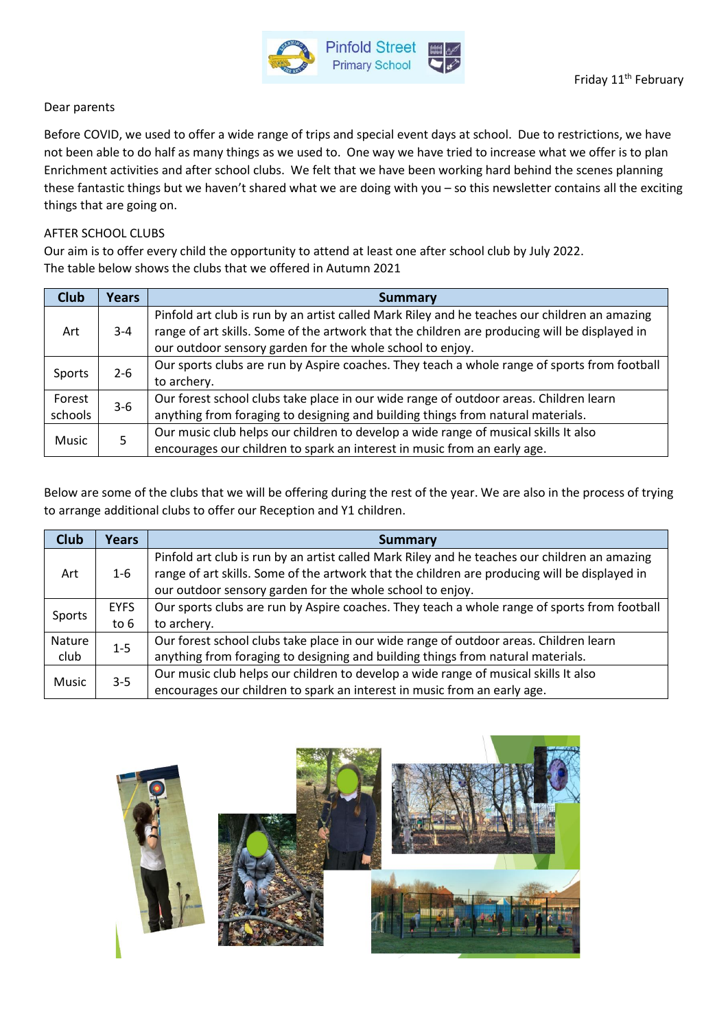Pinfold Street Primary School

Friday 11th February

Dear parents

Before COVID, we used to offer a wide range of trips and special event days at school. Due to restrictions, we have not been able to do half as many things as we used to. One way we have tried to increase what we offer is to plan Enrichment activities and after school clubs. We felt that we have been working hard behind the scenes planning these fantastic things but we haven't shared what we are doing with you – so this newsletter contains all the exciting things that are going on.

AFTER SCHOOL CLUBS

Our aim is to offer every child the opportunity to attend at least one after school club by July 2022.
The table below shows the clubs that we offered in Autumn 2021

| Club | Years | Summary |
|---|---|---|
| Art | 3-4 | Pinfold art club is run by an artist called Mark Riley and he teaches our children an amazing range of art skills. Some of the artwork that the children are producing will be displayed in our outdoor sensory garden for the whole school to enjoy. |
| Sports | 2-6 | Our sports clubs are run by Aspire coaches. They teach a whole range of sports from football to archery. |
| Forest schools | 3-6 | Our forest school clubs take place in our wide range of outdoor areas. Children learn anything from foraging to designing and building things from natural materials. |
| Music | 5 | Our music club helps our children to develop a wide range of musical skills It also encourages our children to spark an interest in music from an early age. |

Below are some of the clubs that we will be offering during the rest of the year. We are also in the process of trying to arrange additional clubs to offer our Reception and Y1 children.

| Club | Years | Summary |
|---|---|---|
| Art | 1-6 | Pinfold art club is run by an artist called Mark Riley and he teaches our children an amazing range of art skills. Some of the artwork that the children are producing will be displayed in our outdoor sensory garden for the whole school to enjoy. |
| Sports | EYFS to 6 | Our sports clubs are run by Aspire coaches. They teach a whole range of sports from football to archery. |
| Nature club | 1-5 | Our forest school clubs take place in our wide range of outdoor areas. Children learn anything from foraging to designing and building things from natural materials. |
| Music | 3-5 | Our music club helps our children to develop a wide range of musical skills It also encourages our children to spark an interest in music from an early age. |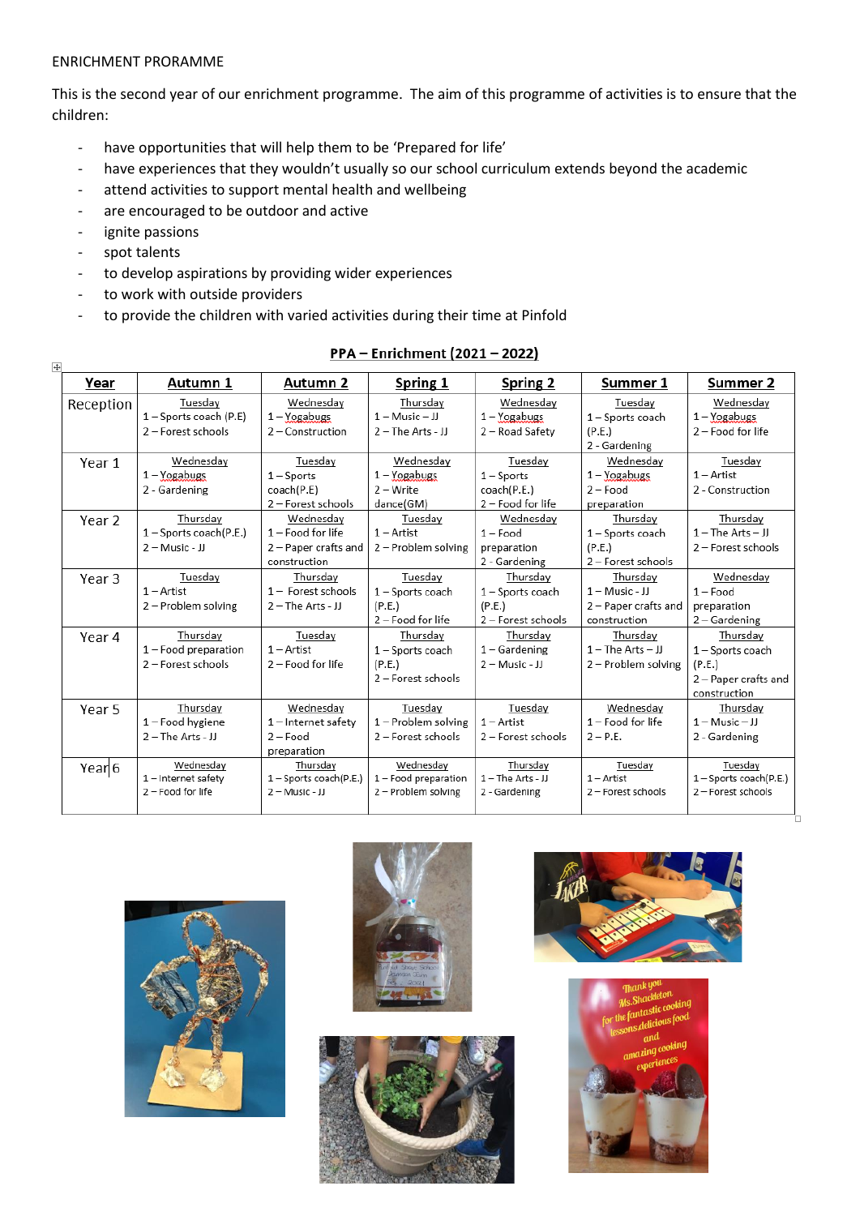ENRICHMENT PRORAMME

This is the second year of our enrichment programme. The aim of this programme of activities is to ensure that the children:

- have opportunities that will help them to be 'Prepared for life'
- have experiences that they wouldn't usually so our school curriculum extends beyond the academic
- attend activities to support mental health and wellbeing
- are encouraged to be outdoor and active
- ignite passions
- spot talents
- to develop aspirations by providing wider experiences
- to work with outside providers
- to provide the children with varied activities during their time at Pinfold

## PPA – Enrichment (2021 – 2022)

| Year | Autumn 1 | Autumn 2 | Spring 1 | Spring 2 | Summer 1 | Summer 2 |
|---|---|---|---|---|---|---|
| Reception | Tuesday<br>1 – Sports coach (P.E)<br>2 – Forest schools | Wednesday<br>1 – Yogabugs<br>2 – Construction | Thursday<br>1 – Music – JJ<br>2 – The Arts - JJ | Wednesday<br>1 – Yogabugs<br>2 - Road Safety | Tuesday<br>1 – Sports coach (P.E.)<br>2 - Gardening | Wednesday<br>1 – Yogabugs<br>2 – Food for life |
| Year 1 | Wednesday<br>1 – Yogabugs<br>2 - Gardening | Tuesday<br>1 – Sports coach(P.E)<br>2 – Forest schools | Wednesday<br>1 – Yogabugs<br>2 – Write dance(GM) | Tuesday<br>1 – Sports coach(P.E.)<br>2 – Food for life | Wednesday<br>1 – Yogabugs<br>2 – Food preparation | Tuesday<br>1 – Artist<br>2 - Construction |
| Year 2 | Thursday<br>1 – Sports coach(P.E.)<br>2 – Music - JJ | Wednesday<br>1 – Food for life<br>2 – Paper crafts and construction | Tuesday<br>1 – Artist<br>2 – Problem solving | Wednesday<br>1 – Food preparation<br>2 - Gardening | Thursday<br>1 – Sports coach (P.E.)<br>2 – Forest schools | Thursday<br>1 – The Arts – JJ<br>2 – Forest schools |
| Year 3 | Tuesday<br>1 – Artist<br>2 – Problem solving | Thursday<br>1 – Forest schools<br>2 – The Arts - JJ | Tuesday<br>1 – Sports coach (P.E.)<br>2 – Food for life | Thursday<br>1 – Sports coach (P.E.)<br>2 – Forest schools | Thursday<br>1 – Music - JJ<br>2 – Paper crafts and construction | Wednesday<br>1 – Food preparation<br>2 – Gardening |
| Year 4 | Thursday<br>1 – Food preparation<br>2 – Forest schools | Tuesday<br>1 – Artist<br>2 – Food for life | Thursday<br>1 – Sports coach (P.E.)<br>2 – Forest schools | Thursday<br>1 – Gardening<br>2 – Music - JJ | Thursday<br>1 – The Arts – JJ<br>2 – Problem solving | Thursday<br>1 – Sports coach (P.E.)<br>2 – Paper crafts and construction |
| Year 5 | Thursday<br>1 – Food hygiene<br>2 – The Arts - JJ | Wednesday<br>1 – Internet safety<br>2 – Food preparation | Tuesday<br>1 – Problem solving<br>2 – Forest schools | Tuesday<br>1 – Artist<br>2 – Forest schools | Wednesday<br>1 – Food for life<br>2 – P.E. | Thursday<br>1 – Music – JJ<br>2 - Gardening |
| Year 6 | Wednesday<br>1 – Internet safety<br>2 – Food for life | Thursday<br>1 – Sports coach(P.E.)<br>2 – Music - JJ | Wednesday<br>1 – Food preparation<br>2 – Problem solving | Thursday<br>1 – The Arts - JJ<br>2 - Gardening | Tuesday<br>1 – Artist<br>2 – Forest schools | Tuesday<br>1 – Sports coach(P.E.)<br>2 – Forest schools |